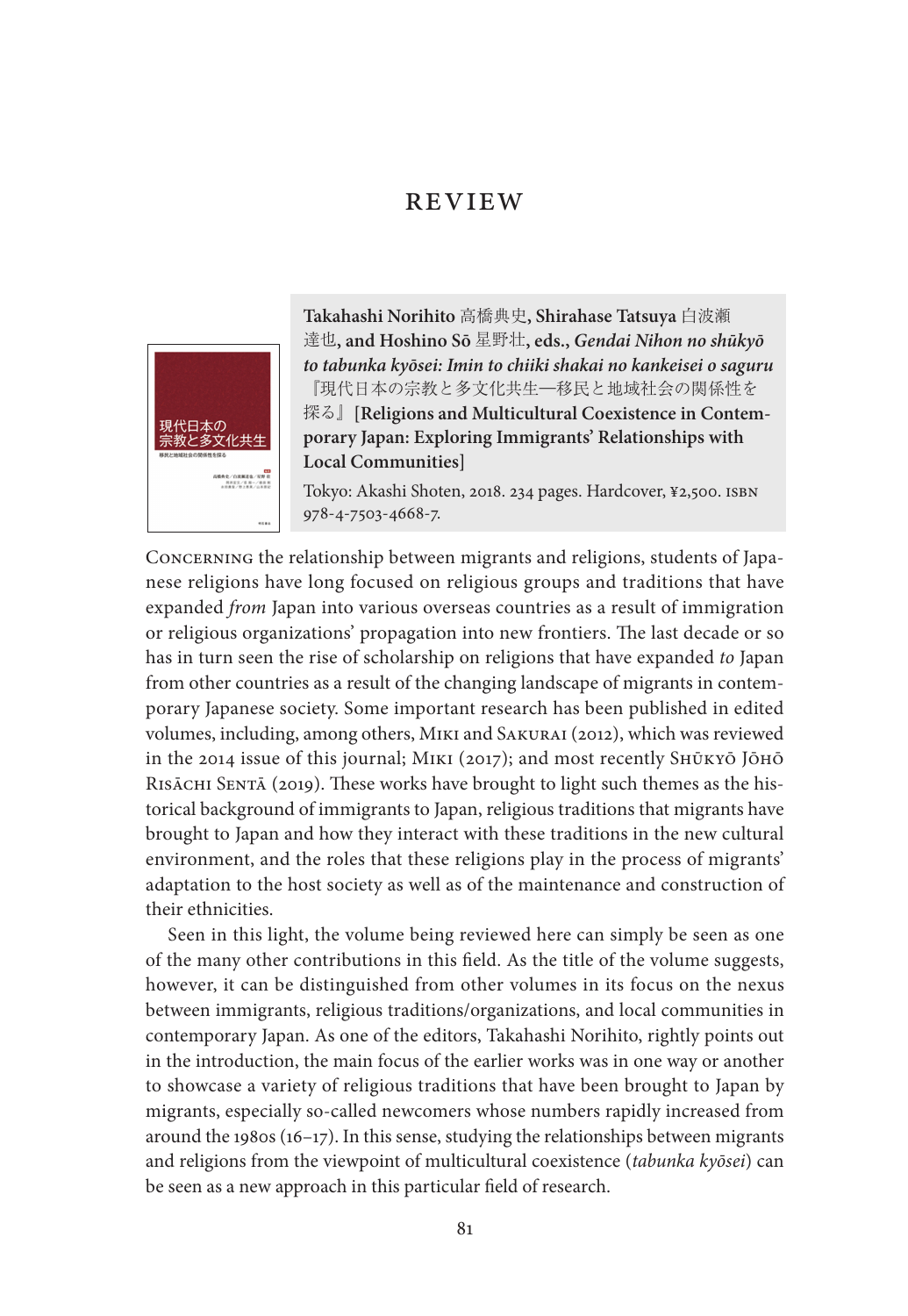# REVIEW

**Takahashi Norihito** 高橋典史**, Shirahase Tatsuya** 白波瀬達也**, and Hoshino Sō** 星野壮**, eds.,** ***Gendai Nihon no shūkyō to tabunka kyōsei: Imin to chiiki shakai no kankeisei o saguru*** 『現代日本の宗教と多文化共生—移民と地域社会の関係性を探る』**[Religions and Multicultural Coexistence in Contemporary Japan: Exploring Immigrants' Relationships with Local Communities]**

Tokyo: Akashi Shoten, 2018. 234 pages. Hardcover, ¥2,500. ISBN 978-4-7503-4668-7.

CONCERNING the relationship between migrants and religions, students of Japanese religions have long focused on religious groups and traditions that have expanded *from* Japan into various overseas countries as a result of immigration or religious organizations' propagation into new frontiers. The last decade or so has in turn seen the rise of scholarship on religions that have expanded *to* Japan from other countries as a result of the changing landscape of migrants in contemporary Japanese society. Some important research has been published in edited volumes, including, among others, MIKI and SAKURAI (2012), which was reviewed in the 2014 issue of this journal; MIKI (2017); and most recently SHŪKYŌ JŌHŌ RISĀCHI SENTĀ (2019). These works have brought to light such themes as the historical background of immigrants to Japan, religious traditions that migrants have brought to Japan and how they interact with these traditions in the new cultural environment, and the roles that these religions play in the process of migrants' adaptation to the host society as well as of the maintenance and construction of their ethnicities.

Seen in this light, the volume being reviewed here can simply be seen as one of the many other contributions in this field. As the title of the volume suggests, however, it can be distinguished from other volumes in its focus on the nexus between immigrants, religious traditions/organizations, and local communities in contemporary Japan. As one of the editors, Takahashi Norihito, rightly points out in the introduction, the main focus of the earlier works was in one way or another to showcase a variety of religious traditions that have been brought to Japan by migrants, especially so-called newcomers whose numbers rapidly increased from around the 1980s (16–17). In this sense, studying the relationships between migrants and religions from the viewpoint of multicultural coexistence (*tabunka kyōsei*) can be seen as a new approach in this particular field of research.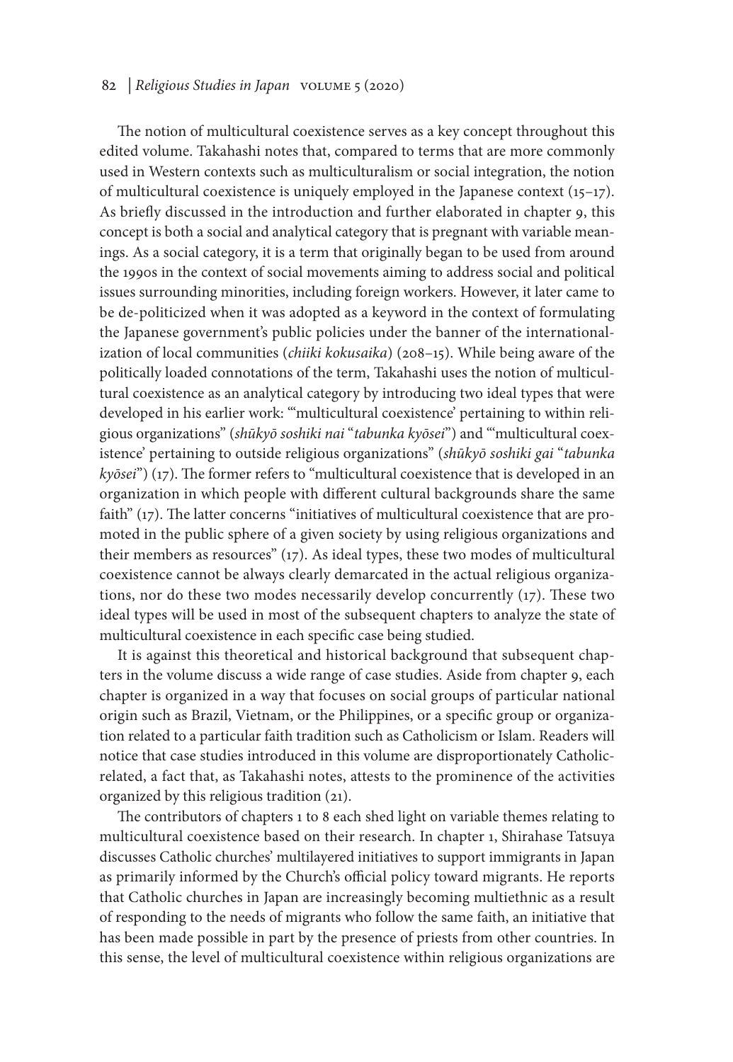The notion of multicultural coexistence serves as a key concept throughout this edited volume. Takahashi notes that, compared to terms that are more commonly used in Western contexts such as multiculturalism or social integration, the notion of multicultural coexistence is uniquely employed in the Japanese context (15–17). As briefly discussed in the introduction and further elaborated in chapter 9, this concept is both a social and analytical category that is pregnant with variable meanings. As a social category, it is a term that originally began to be used from around the 1990s in the context of social movements aiming to address social and political issues surrounding minorities, including foreign workers. However, it later came to be de-politicized when it was adopted as a keyword in the context of formulating the Japanese government's public policies under the banner of the internationalization of local communities (*chiiki kokusaika*) (208–15). While being aware of the politically loaded connotations of the term, Takahashi uses the notion of multicultural coexistence as an analytical category by introducing two ideal types that were developed in his earlier work: "'multicultural coexistence' pertaining to within religious organizations" (*shūkyō soshiki nai* "*tabunka kyōsei*") and "'multicultural coexistence' pertaining to outside religious organizations" (*shūkyō soshiki gai* "*tabunka kyōsei*") (17). The former refers to "multicultural coexistence that is developed in an organization in which people with different cultural backgrounds share the same faith" (17). The latter concerns "initiatives of multicultural coexistence that are promoted in the public sphere of a given society by using religious organizations and their members as resources" (17). As ideal types, these two modes of multicultural coexistence cannot be always clearly demarcated in the actual religious organizations, nor do these two modes necessarily develop concurrently (17). These two ideal types will be used in most of the subsequent chapters to analyze the state of multicultural coexistence in each specific case being studied.

It is against this theoretical and historical background that subsequent chapters in the volume discuss a wide range of case studies. Aside from chapter 9, each chapter is organized in a way that focuses on social groups of particular national origin such as Brazil, Vietnam, or the Philippines, or a specific group or organization related to a particular faith tradition such as Catholicism or Islam. Readers will notice that case studies introduced in this volume are disproportionately Catholic-related, a fact that, as Takahashi notes, attests to the prominence of the activities organized by this religious tradition (21).

The contributors of chapters 1 to 8 each shed light on variable themes relating to multicultural coexistence based on their research. In chapter 1, Shirahase Tatsuya discusses Catholic churches' multilayered initiatives to support immigrants in Japan as primarily informed by the Church's official policy toward migrants. He reports that Catholic churches in Japan are increasingly becoming multiethnic as a result of responding to the needs of migrants who follow the same faith, an initiative that has been made possible in part by the presence of priests from other countries. In this sense, the level of multicultural coexistence within religious organizations are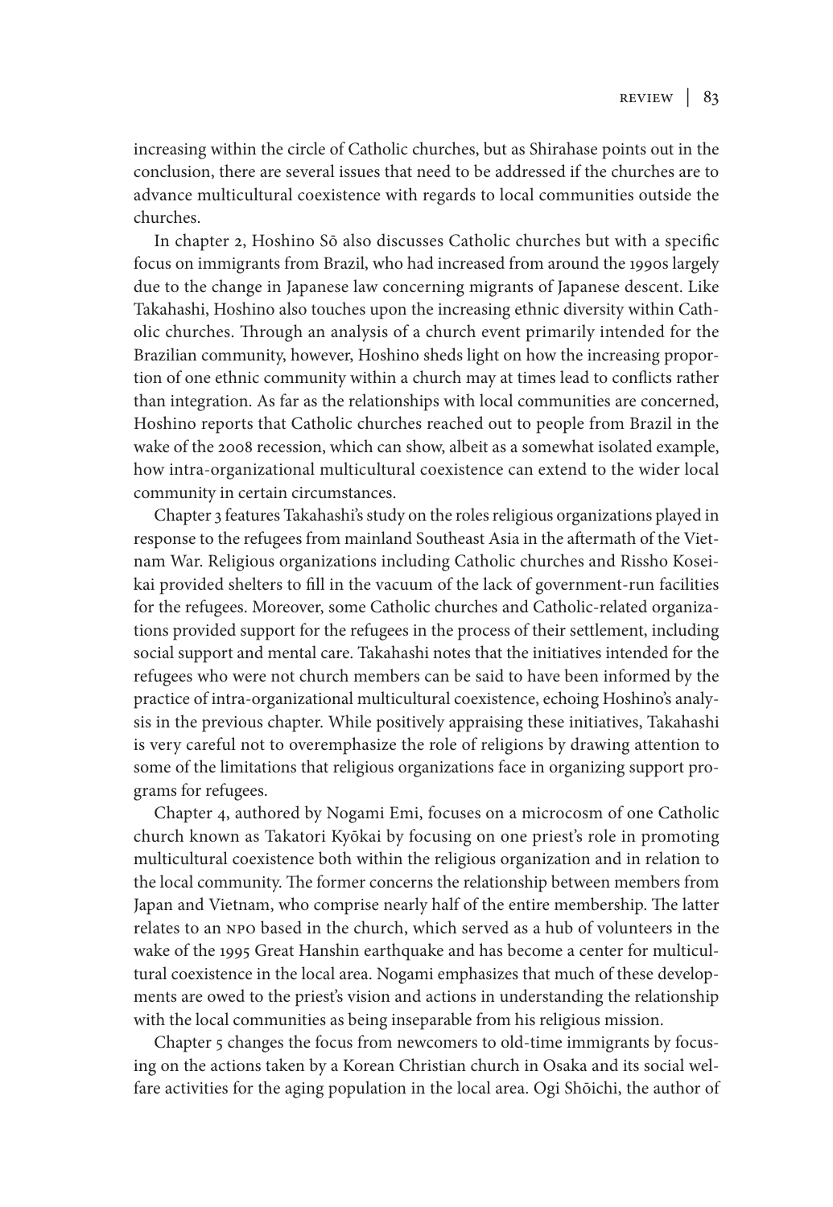increasing within the circle of Catholic churches, but as Shirahase points out in the conclusion, there are several issues that need to be addressed if the churches are to advance multicultural coexistence with regards to local communities outside the churches.

In chapter 2, Hoshino Sō also discusses Catholic churches but with a specific focus on immigrants from Brazil, who had increased from around the 1990s largely due to the change in Japanese law concerning migrants of Japanese descent. Like Takahashi, Hoshino also touches upon the increasing ethnic diversity within Catholic churches. Through an analysis of a church event primarily intended for the Brazilian community, however, Hoshino sheds light on how the increasing proportion of one ethnic community within a church may at times lead to conflicts rather than integration. As far as the relationships with local communities are concerned, Hoshino reports that Catholic churches reached out to people from Brazil in the wake of the 2008 recession, which can show, albeit as a somewhat isolated example, how intra-organizational multicultural coexistence can extend to the wider local community in certain circumstances.

Chapter 3 features Takahashi's study on the roles religious organizations played in response to the refugees from mainland Southeast Asia in the aftermath of the Vietnam War. Religious organizations including Catholic churches and Rissho Koseikai provided shelters to fill in the vacuum of the lack of government-run facilities for the refugees. Moreover, some Catholic churches and Catholic-related organizations provided support for the refugees in the process of their settlement, including social support and mental care. Takahashi notes that the initiatives intended for the refugees who were not church members can be said to have been informed by the practice of intra-organizational multicultural coexistence, echoing Hoshino's analysis in the previous chapter. While positively appraising these initiatives, Takahashi is very careful not to overemphasize the role of religions by drawing attention to some of the limitations that religious organizations face in organizing support programs for refugees.

Chapter 4, authored by Nogami Emi, focuses on a microcosm of one Catholic church known as Takatori Kyōkai by focusing on one priest's role in promoting multicultural coexistence both within the religious organization and in relation to the local community. The former concerns the relationship between members from Japan and Vietnam, who comprise nearly half of the entire membership. The latter relates to an NPO based in the church, which served as a hub of volunteers in the wake of the 1995 Great Hanshin earthquake and has become a center for multicultural coexistence in the local area. Nogami emphasizes that much of these developments are owed to the priest's vision and actions in understanding the relationship with the local communities as being inseparable from his religious mission.

Chapter 5 changes the focus from newcomers to old-time immigrants by focusing on the actions taken by a Korean Christian church in Osaka and its social welfare activities for the aging population in the local area. Ogi Shōichi, the author of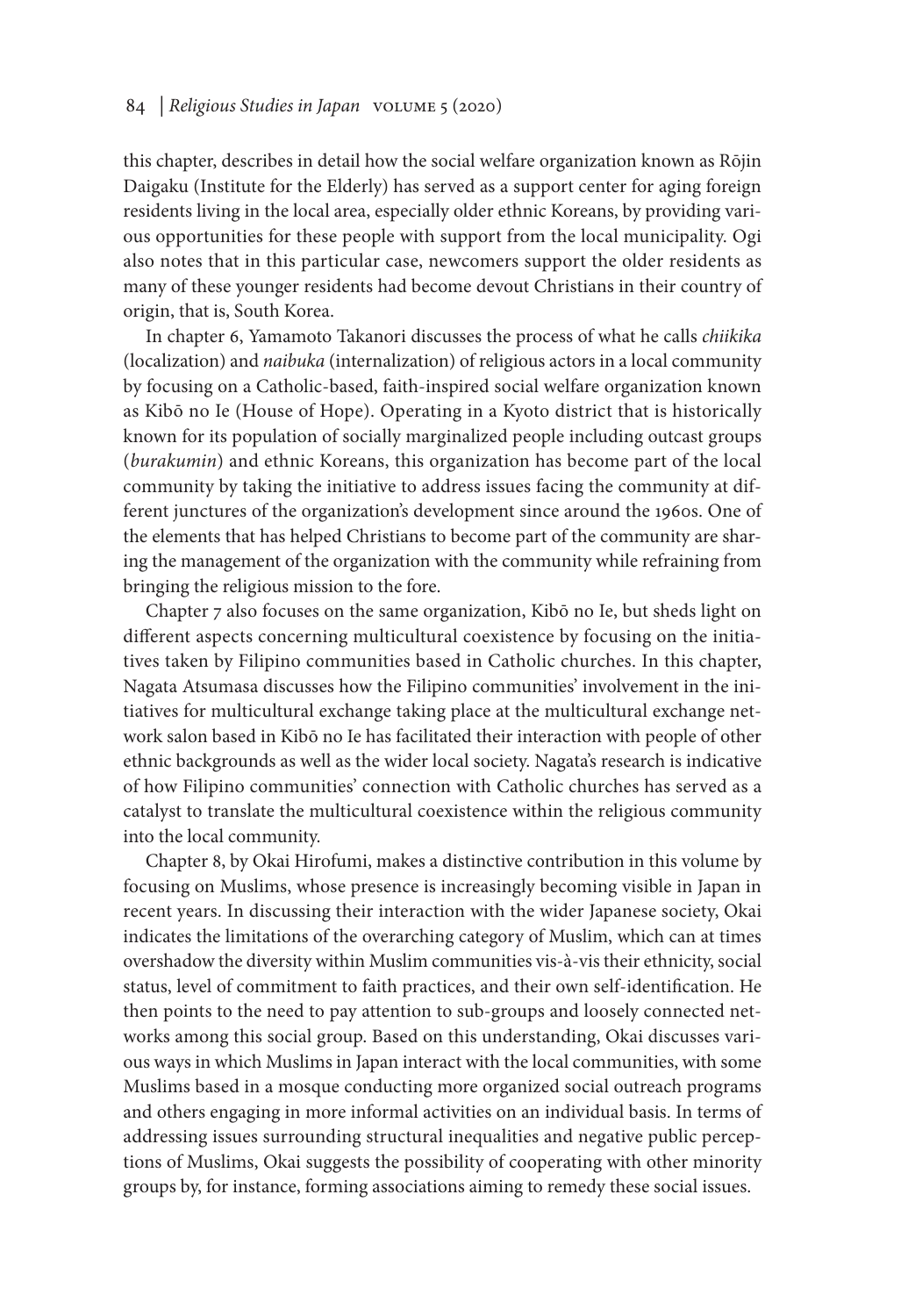this chapter, describes in detail how the social welfare organization known as Rōjin Daigaku (Institute for the Elderly) has served as a support center for aging foreign residents living in the local area, especially older ethnic Koreans, by providing various opportunities for these people with support from the local municipality. Ogi also notes that in this particular case, newcomers support the older residents as many of these younger residents had become devout Christians in their country of origin, that is, South Korea.

In chapter 6, Yamamoto Takanori discusses the process of what he calls *chiikika* (localization) and *naibuka* (internalization) of religious actors in a local community by focusing on a Catholic-based, faith-inspired social welfare organization known as Kibō no Ie (House of Hope). Operating in a Kyoto district that is historically known for its population of socially marginalized people including outcast groups (*burakumin*) and ethnic Koreans, this organization has become part of the local community by taking the initiative to address issues facing the community at different junctures of the organization's development since around the 1960s. One of the elements that has helped Christians to become part of the community are sharing the management of the organization with the community while refraining from bringing the religious mission to the fore.

Chapter 7 also focuses on the same organization, Kibō no Ie, but sheds light on different aspects concerning multicultural coexistence by focusing on the initiatives taken by Filipino communities based in Catholic churches. In this chapter, Nagata Atsumasa discusses how the Filipino communities' involvement in the initiatives for multicultural exchange taking place at the multicultural exchange network salon based in Kibō no Ie has facilitated their interaction with people of other ethnic backgrounds as well as the wider local society. Nagata's research is indicative of how Filipino communities' connection with Catholic churches has served as a catalyst to translate the multicultural coexistence within the religious community into the local community.

Chapter 8, by Okai Hirofumi, makes a distinctive contribution in this volume by focusing on Muslims, whose presence is increasingly becoming visible in Japan in recent years. In discussing their interaction with the wider Japanese society, Okai indicates the limitations of the overarching category of Muslim, which can at times overshadow the diversity within Muslim communities vis-à-vis their ethnicity, social status, level of commitment to faith practices, and their own self-identification. He then points to the need to pay attention to sub-groups and loosely connected networks among this social group. Based on this understanding, Okai discusses various ways in which Muslims in Japan interact with the local communities, with some Muslims based in a mosque conducting more organized social outreach programs and others engaging in more informal activities on an individual basis. In terms of addressing issues surrounding structural inequalities and negative public perceptions of Muslims, Okai suggests the possibility of cooperating with other minority groups by, for instance, forming associations aiming to remedy these social issues.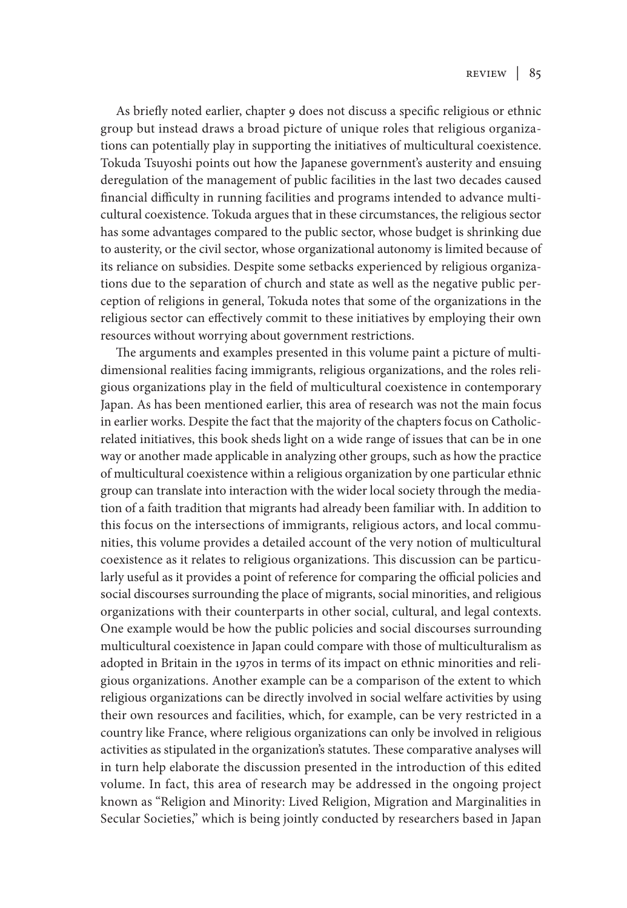As briefly noted earlier, chapter 9 does not discuss a specific religious or ethnic group but instead draws a broad picture of unique roles that religious organizations can potentially play in supporting the initiatives of multicultural coexistence. Tokuda Tsuyoshi points out how the Japanese government's austerity and ensuing deregulation of the management of public facilities in the last two decades caused financial difficulty in running facilities and programs intended to advance multicultural coexistence. Tokuda argues that in these circumstances, the religious sector has some advantages compared to the public sector, whose budget is shrinking due to austerity, or the civil sector, whose organizational autonomy is limited because of its reliance on subsidies. Despite some setbacks experienced by religious organizations due to the separation of church and state as well as the negative public perception of religions in general, Tokuda notes that some of the organizations in the religious sector can effectively commit to these initiatives by employing their own resources without worrying about government restrictions.

The arguments and examples presented in this volume paint a picture of multidimensional realities facing immigrants, religious organizations, and the roles religious organizations play in the field of multicultural coexistence in contemporary Japan. As has been mentioned earlier, this area of research was not the main focus in earlier works. Despite the fact that the majority of the chapters focus on Catholic-related initiatives, this book sheds light on a wide range of issues that can be in one way or another made applicable in analyzing other groups, such as how the practice of multicultural coexistence within a religious organization by one particular ethnic group can translate into interaction with the wider local society through the mediation of a faith tradition that migrants had already been familiar with. In addition to this focus on the intersections of immigrants, religious actors, and local communities, this volume provides a detailed account of the very notion of multicultural coexistence as it relates to religious organizations. This discussion can be particularly useful as it provides a point of reference for comparing the official policies and social discourses surrounding the place of migrants, social minorities, and religious organizations with their counterparts in other social, cultural, and legal contexts. One example would be how the public policies and social discourses surrounding multicultural coexistence in Japan could compare with those of multiculturalism as adopted in Britain in the 1970s in terms of its impact on ethnic minorities and religious organizations. Another example can be a comparison of the extent to which religious organizations can be directly involved in social welfare activities by using their own resources and facilities, which, for example, can be very restricted in a country like France, where religious organizations can only be involved in religious activities as stipulated in the organization's statutes. These comparative analyses will in turn help elaborate the discussion presented in the introduction of this edited volume. In fact, this area of research may be addressed in the ongoing project known as "Religion and Minority: Lived Religion, Migration and Marginalities in Secular Societies," which is being jointly conducted by researchers based in Japan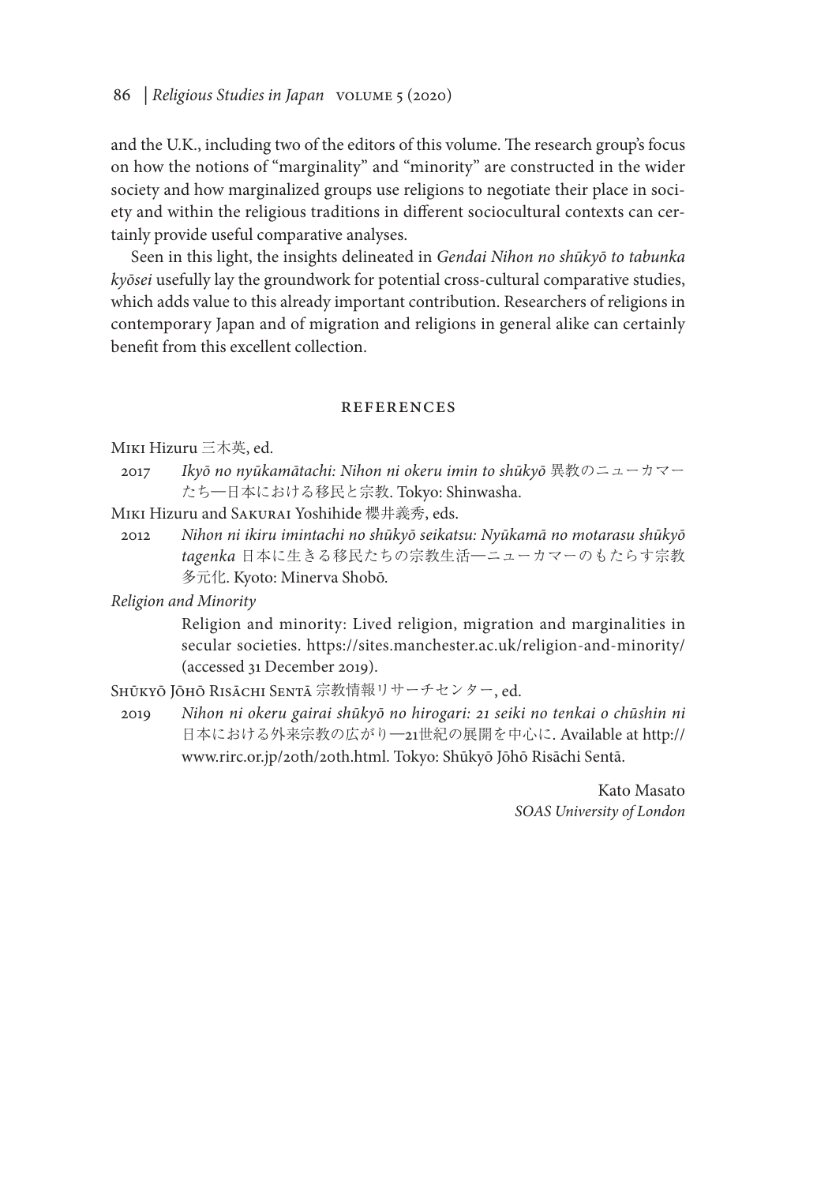and the U.K., including two of the editors of this volume. The research group's focus on how the notions of "marginality" and "minority" are constructed in the wider society and how marginalized groups use religions to negotiate their place in society and within the religious traditions in different sociocultural contexts can certainly provide useful comparative analyses.

Seen in this light, the insights delineated in *Gendai Nihon no shūkyō to tabunka kyōsei* usefully lay the groundwork for potential cross-cultural comparative studies, which adds value to this already important contribution. Researchers of religions in contemporary Japan and of migration and religions in general alike can certainly benefit from this excellent collection.

## REFERENCES

MIKI Hizuru 三木英, ed.

2017 *Ikyō no nyūkamātachi: Nihon ni okeru imin to shūkyō* 異教のニューカマーたち—日本における移民と宗教. Tokyo: Shinwasha.

MIKI Hizuru and SAKURAI Yoshihide 櫻井義秀, eds.

2012 *Nihon ni ikiru imintachi no shūkyō seikatsu: Nyūkamā no motarasu shūkyō tagenka* 日本に生きる移民たちの宗教生活—ニューカマーのもたらす宗教多元化. Kyoto: Minerva Shobō.

*Religion and Minority*

Religion and minority: Lived religion, migration and marginalities in secular societies. https://sites.manchester.ac.uk/religion-and-minority/ (accessed 31 December 2019).

SHŪKYŌ JŌHŌ RISĀCHI SENTĀ 宗教情報リサーチセンター, ed.

2019 *Nihon ni okeru gairai shūkyō no hirogari: 21 seiki no tenkai o chūshin ni* 日本における外来宗教の広がり—21世紀の展開を中心に. Available at http://www.rirc.or.jp/20th/20th.html. Tokyo: Shūkyō Jōhō Risāchi Sentā.

Kato Masato
*SOAS University of London*